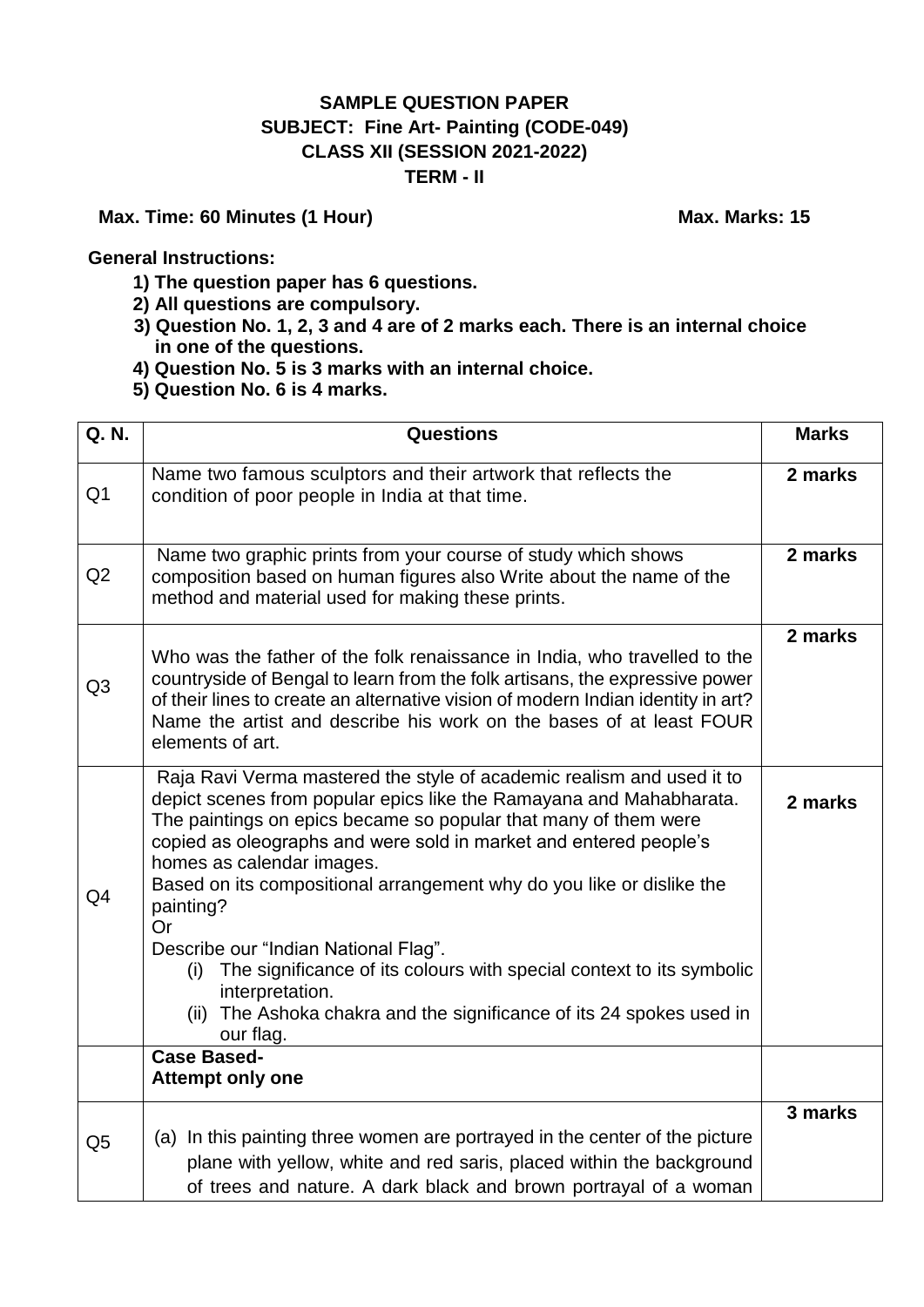# SAMPLE QUESTION PAPER

## SUBJECT: Fine Art- Painting (CODE-049)

## CLASS XII (SESSION 2021-2022)

## TERM - II

**Max. Time: 60 Minutes (1 Hour)** **Max. Marks: 15**

**General Instructions:**

1) **The question paper has 6 questions.**
2) **All questions are compulsory.**
3) **Question No. 1, 2, 3 and 4 are of 2 marks each. There is an internal choice in one of the questions.**
4) **Question No. 5 is 3 marks with an internal choice.**
5) **Question No. 6 is 4 marks.**

| Q. N. | Questions | Marks |
|---|---|---|
| Q1 | Name two famous sculptors and their artwork that reflects the condition of poor people in India at that time. | **2 marks** |
| Q2 | Name two graphic prints from your course of study which shows composition based on human figures also Write about the name of the method and material used for making these prints. | **2 marks** |
| Q3 | Who was the father of the folk renaissance in India, who travelled to the countryside of Bengal to learn from the folk artisans, the expressive power of their lines to create an alternative vision of modern Indian identity in art? Name the artist and describe his work on the bases of at least FOUR elements of art. | **2 marks** |
| Q4 | Raja Ravi Verma mastered the style of academic realism and used it to depict scenes from popular epics like the Ramayana and Mahabharata. The paintings on epics became so popular that many of them were copied as oleographs and were sold in market and entered people's homes as calendar images.<br>Based on its compositional arrangement why do you like or dislike the painting?<br>Or<br>Describe our "Indian National Flag".<br>(i) The significance of its colours with special context to its symbolic interpretation.<br>(ii) The Ashoka chakra and the significance of its 24 spokes used in our flag. | **2 marks** |
| | **Case Based-**<br>**Attempt only one** | |
| Q5 | (a) In this painting three women are portrayed in the center of the picture plane with yellow, white and red saris, placed within the background of trees and nature. A dark black and brown portrayal of a woman | **3 marks** |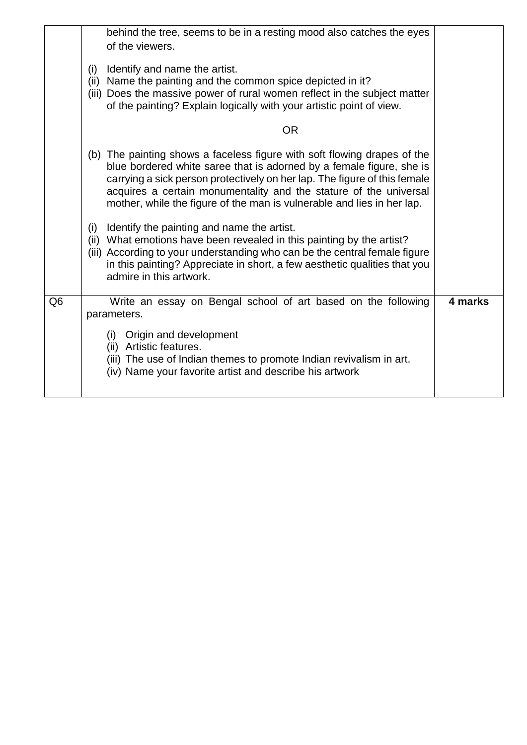| | | |
|---|---|---|
| | behind the tree, seems to be in a resting mood also catches the eyes of the viewers.<br><br>(i) Identify and name the artist.<br>(ii) Name the painting and the common spice depicted in it?<br>(iii) Does the massive power of rural women reflect in the subject matter of the painting? Explain logically with your artistic point of view.<br><br>OR<br><br>(b) The painting shows a faceless figure with soft flowing drapes of the blue bordered white saree that is adorned by a female figure, she is carrying a sick person protectively on her lap. The figure of this female acquires a certain monumentality and the stature of the universal mother, while the figure of the man is vulnerable and lies in her lap.<br><br>(i) Identify the painting and name the artist.<br>(ii) What emotions have been revealed in this painting by the artist?<br>(iii) According to your understanding who can be the central female figure in this painting? Appreciate in short, a few aesthetic qualities that you admire in this artwork. | |
| Q6 | Write an essay on Bengal school of art based on the following parameters.<br><br>(i) Origin and development<br>(ii) Artistic features.<br>(iii) The use of Indian themes to promote Indian revivalism in art.<br>(iv) Name your favorite artist and describe his artwork | **4 marks** |